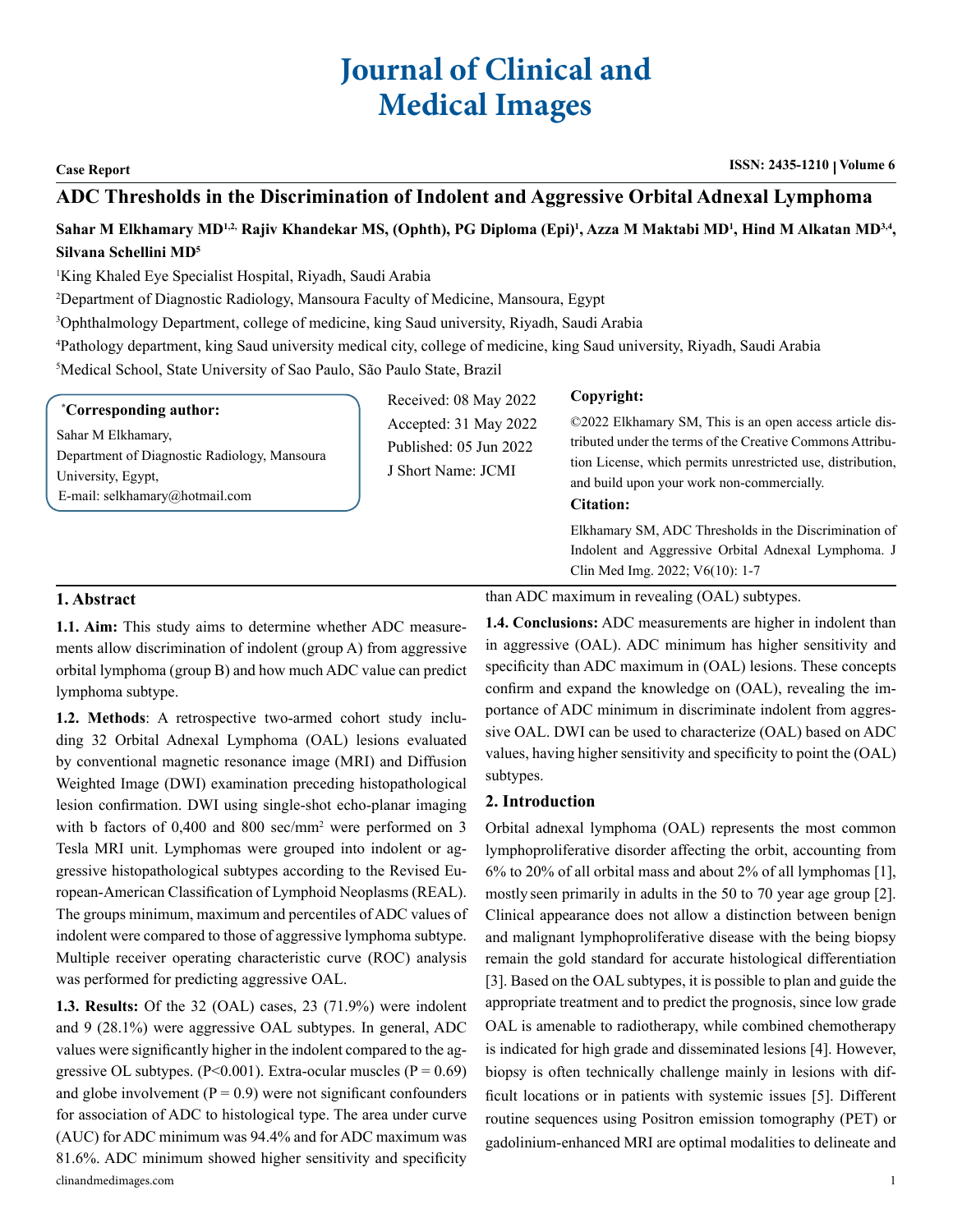# Journal of Clinical and Medical Images

**Case Report**

**ISSN: 2435-1210 | Volume 6**

## ADC Thresholds in the Discrimination of Indolent and Aggressive Orbital Adnexal Lymphoma

**Sahar M Elkhamary MD[1,2], Rajiv Khandekar MS, (Ophth), PG Diploma (Epi)[1], Azza M Maktabi MD[1], Hind M Alkatan MD[3,4], Silvana Schellini MD[5]**

[1]King Khaled Eye Specialist Hospital, Riyadh, Saudi Arabia

[2]Department of Diagnostic Radiology, Mansoura Faculty of Medicine, Mansoura, Egypt

[3]Ophthalmology Department, college of medicine, king Saud university, Riyadh, Saudi Arabia

[4]Pathology department, king Saud university medical city, college of medicine, king Saud university, Riyadh, Saudi Arabia

[5]Medical School, State University of Sao Paulo, São Paulo State, Brazil

**\*Corresponding author:**
Sahar M Elkhamary,
Department of Diagnostic Radiology, Mansoura University, Egypt,
E-mail: selkhamary@hotmail.com

Received: 08 May 2022
Accepted: 31 May 2022
Published: 05 Jun 2022
J Short Name: JCMI

**Copyright:**

©2022 Elkhamary SM, This is an open access article distributed under the terms of the Creative Commons Attribution License, which permits unrestricted use, distribution, and build upon your work non-commercially.

**Citation:**

Elkhamary SM, ADC Thresholds in the Discrimination of Indolent and Aggressive Orbital Adnexal Lymphoma. J Clin Med Img. 2022; V6(10): 1-7

### 1. Abstract

**1.1. Aim:** This study aims to determine whether ADC measurements allow discrimination of indolent (group A) from aggressive orbital lymphoma (group B) and how much ADC value can predict lymphoma subtype.

**1.2. Methods**: A retrospective two-armed cohort study including 32 Orbital Adnexal Lymphoma (OAL) lesions evaluated by conventional magnetic resonance image (MRI) and Diffusion Weighted Image (DWI) examination preceding histopathological lesion confirmation. DWI using single-shot echo-planar imaging with b factors of 0,400 and 800 sec/mm$^2$ were performed on 3 Tesla MRI unit. Lymphomas were grouped into indolent or aggressive histopathological subtypes according to the Revised European-American Classification of Lymphoid Neoplasms (REAL). The groups minimum, maximum and percentiles of ADC values of indolent were compared to those of aggressive lymphoma subtype. Multiple receiver operating characteristic curve (ROC) analysis was performed for predicting aggressive OAL.

**1.3. Results:** Of the 32 (OAL) cases, 23 (71.9%) were indolent and 9 (28.1%) were aggressive OAL subtypes. In general, ADC values were significantly higher in the indolent compared to the aggressive OL subtypes. (P<0.001). Extra-ocular muscles (P = 0.69) and globe involvement (P = 0.9) were not significant confounders for association of ADC to histological type. The area under curve (AUC) for ADC minimum was 94.4% and for ADC maximum was 81.6%. ADC minimum showed higher sensitivity and specificity than ADC maximum in revealing (OAL) subtypes.

**1.4. Conclusions:** ADC measurements are higher in indolent than in aggressive (OAL). ADC minimum has higher sensitivity and specificity than ADC maximum in (OAL) lesions. These concepts confirm and expand the knowledge on (OAL), revealing the importance of ADC minimum in discriminate indolent from aggressive OAL. DWI can be used to characterize (OAL) based on ADC values, having higher sensitivity and specificity to point the (OAL) subtypes.

### 2. Introduction

Orbital adnexal lymphoma (OAL) represents the most common lymphoproliferative disorder affecting the orbit, accounting from 6% to 20% of all orbital mass and about 2% of all lymphomas [1], mostly seen primarily in adults in the 50 to 70 year age group [2]. Clinical appearance does not allow a distinction between benign and malignant lymphoproliferative disease with the being biopsy remain the gold standard for accurate histological differentiation [3]. Based on the OAL subtypes, it is possible to plan and guide the appropriate treatment and to predict the prognosis, since low grade OAL is amenable to radiotherapy, while combined chemotherapy is indicated for high grade and disseminated lesions [4]. However, biopsy is often technically challenge mainly in lesions with difficult locations or in patients with systemic issues [5]. Different routine sequences using Positron emission tomography (PET) or gadolinium-enhanced MRI are optimal modalities to delineate and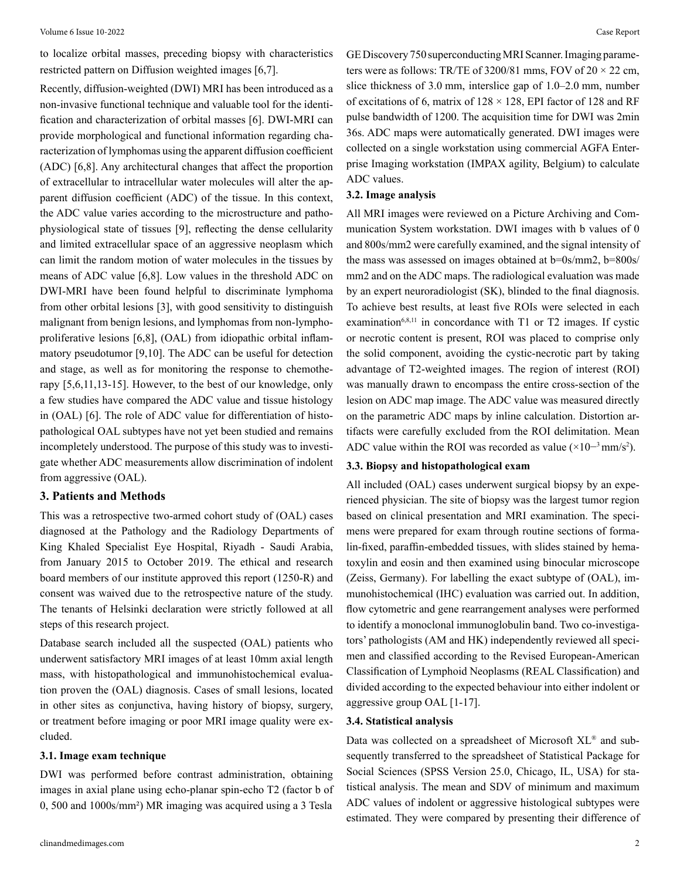to localize orbital masses, preceding biopsy with characteristics restricted pattern on Diffusion weighted images [6,7].

Recently, diffusion-weighted (DWI) MRI has been introduced as a non-invasive functional technique and valuable tool for the identification and characterization of orbital masses [6]. DWI-MRI can provide morphological and functional information regarding characterization of lymphomas using the apparent diffusion coefficient (ADC) [6,8]. Any architectural changes that affect the proportion of extracellular to intracellular water molecules will alter the apparent diffusion coefficient (ADC) of the tissue. In this context, the ADC value varies according to the microstructure and pathophysiological state of tissues [9], reflecting the dense cellularity and limited extracellular space of an aggressive neoplasm which can limit the random motion of water molecules in the tissues by means of ADC value [6,8]. Low values in the threshold ADC on DWI-MRI have been found helpful to discriminate lymphoma from other orbital lesions [3], with good sensitivity to distinguish malignant from benign lesions, and lymphomas from non-lymphoproliferative lesions [6,8], (OAL) from idiopathic orbital inflammatory pseudotumor [9,10]. The ADC can be useful for detection and stage, as well as for monitoring the response to chemotherapy [5,6,11,13-15]. However, to the best of our knowledge, only a few studies have compared the ADC value and tissue histology in (OAL) [6]. The role of ADC value for differentiation of histopathological OAL subtypes have not yet been studied and remains incompletely understood. The purpose of this study was to investigate whether ADC measurements allow discrimination of indolent from aggressive (OAL).

## 3. Patients and Methods

This was a retrospective two-armed cohort study of (OAL) cases diagnosed at the Pathology and the Radiology Departments of King Khaled Specialist Eye Hospital, Riyadh - Saudi Arabia, from January 2015 to October 2019. The ethical and research board members of our institute approved this report (1250-R) and consent was waived due to the retrospective nature of the study. The tenants of Helsinki declaration were strictly followed at all steps of this research project.

Database search included all the suspected (OAL) patients who underwent satisfactory MRI images of at least 10mm axial length mass, with histopathological and immunohistochemical evaluation proven the (OAL) diagnosis. Cases of small lesions, located in other sites as conjunctiva, having history of biopsy, surgery, or treatment before imaging or poor MRI image quality were excluded.

### 3.1. Image exam technique

DWI was performed before contrast administration, obtaining images in axial plane using echo-planar spin-echo T2 (factor b of 0, 500 and 1000s/mm²) MR imaging was acquired using a 3 Tesla GE Discovery 750 superconducting MRI Scanner. Imaging parameters were as follows: TR/TE of 3200/81 mms, FOV of 20 × 22 cm, slice thickness of 3.0 mm, interslice gap of 1.0–2.0 mm, number of excitations of 6, matrix of 128 × 128, EPI factor of 128 and RF pulse bandwidth of 1200. The acquisition time for DWI was 2min 36s. ADC maps were automatically generated. DWI images were collected on a single workstation using commercial AGFA Enterprise Imaging workstation (IMPAX agility, Belgium) to calculate ADC values.

### 3.2. Image analysis

All MRI images were reviewed on a Picture Archiving and Communication System workstation. DWI images with b values of 0 and 800s/mm2 were carefully examined, and the signal intensity of the mass was assessed on images obtained at b=0s/mm2, b=800s/mm2 and on the ADC maps. The radiological evaluation was made by an expert neuroradiologist (SK), blinded to the final diagnosis. To achieve best results, at least five ROIs were selected in each examination[6,8,11] in concordance with T1 or T2 images. If cystic or necrotic content is present, ROI was placed to comprise only the solid component, avoiding the cystic-necrotic part by taking advantage of T2-weighted images. The region of interest (ROI) was manually drawn to encompass the entire cross-section of the lesion on ADC map image. The ADC value was measured directly on the parametric ADC maps by inline calculation. Distortion artifacts were carefully excluded from the ROI delimitation. Mean ADC value within the ROI was recorded as value ($\times 10^{-3}$ mm/s$^2$).

### 3.3. Biopsy and histopathological exam

All included (OAL) cases underwent surgical biopsy by an experienced physician. The site of biopsy was the largest tumor region based on clinical presentation and MRI examination. The specimens were prepared for exam through routine sections of formalin-fixed, paraffin-embedded tissues, with slides stained by hematoxylin and eosin and then examined using binocular microscope (Zeiss, Germany). For labelling the exact subtype of (OAL), immunohistochemical (IHC) evaluation was carried out. In addition, flow cytometric and gene rearrangement analyses were performed to identify a monoclonal immunoglobulin band. Two co-investigators' pathologists (AM and HK) independently reviewed all specimen and classified according to the Revised European-American Classification of Lymphoid Neoplasms (REAL Classification) and divided according to the expected behaviour into either indolent or aggressive group OAL [1-17].

### 3.4. Statistical analysis

Data was collected on a spreadsheet of Microsoft XL® and subsequently transferred to the spreadsheet of Statistical Package for Social Sciences (SPSS Version 25.0, Chicago, IL, USA) for statistical analysis. The mean and SDV of minimum and maximum ADC values of indolent or aggressive histological subtypes were estimated. They were compared by presenting their difference of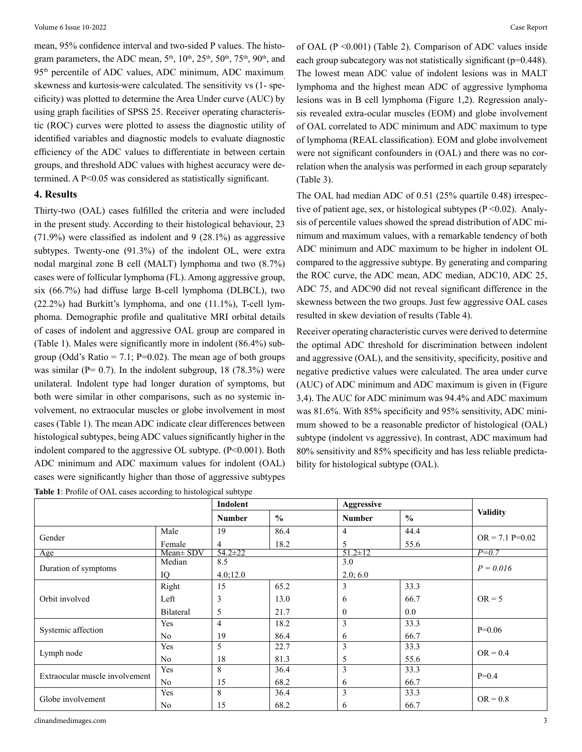mean, 95% confidence interval and two-sided P values. The histogram parameters, the ADC mean, 5th, 10th, 25th, 50th, 75th, 90th, and 95th percentile of ADC values, ADC minimum, ADC maximum, skewness and kurtosis were calculated. The sensitivity vs (1- specificity) was plotted to determine the Area Under curve (AUC) by using graph facilities of SPSS 25. Receiver operating characteristic (ROC) curves were plotted to assess the diagnostic utility of identified variables and diagnostic models to evaluate diagnostic efficiency of the ADC values to differentiate in between certain groups, and threshold ADC values with highest accuracy were determined. A P<0.05 was considered as statistically significant.

## 4. Results

Thirty-two (OAL) cases fulfilled the criteria and were included in the present study. According to their histological behaviour, 23 (71.9%) were classified as indolent and 9 (28.1%) as aggressive subtypes. Twenty-one (91.3%) of the indolent OL, were extra nodal marginal zone B cell (MALT) lymphoma and two (8.7%) cases were of follicular lymphoma (FL). Among aggressive group, six (66.7%) had diffuse large B-cell lymphoma (DLBCL), two (22.2%) had Burkitt's lymphoma, and one (11.1%), T-cell lymphoma. Demographic profile and qualitative MRI orbital details of cases of indolent and aggressive OAL group are compared in (Table 1). Males were significantly more in indolent (86.4%) subgroup (Odd's Ratio = 7.1; P=0.02). The mean age of both groups was similar (P= 0.7). In the indolent subgroup, 18 (78.3%) were unilateral. Indolent type had longer duration of symptoms, but both were similar in other comparisons, such as no systemic involvement, no extraocular muscles or globe involvement in most cases (Table 1). The mean ADC indicate clear differences between histological subtypes, being ADC values significantly higher in the indolent compared to the aggressive OL subtype. (P<0.001). Both ADC minimum and ADC maximum values for indolent (OAL) cases were significantly higher than those of aggressive subtypes of OAL (P <0.001) (Table 2). Comparison of ADC values inside each group subcategory was not statistically significant (p=0.448). The lowest mean ADC value of indolent lesions was in MALT lymphoma and the highest mean ADC of aggressive lymphoma lesions was in B cell lymphoma (Figure 1,2). Regression analysis revealed extra-ocular muscles (EOM) and globe involvement of OAL correlated to ADC minimum and ADC maximum to type of lymphoma (REAL classification). EOM and globe involvement were not significant confounders in (OAL) and there was no correlation when the analysis was performed in each group separately (Table 3).

The OAL had median ADC of 0.51 (25% quartile 0.48) irrespective of patient age, sex, or histological subtypes (P <0.02). Analysis of percentile values showed the spread distribution of ADC minimum and maximum values, with a remarkable tendency of both ADC minimum and ADC maximum to be higher in indolent OL compared to the aggressive subtype. By generating and comparing the ROC curve, the ADC mean, ADC median, ADC10, ADC 25, ADC 75, and ADC90 did not reveal significant difference in the skewness between the two groups. Just few aggressive OAL cases resulted in skew deviation of results (Table 4).

Receiver operating characteristic curves were derived to determine the optimal ADC threshold for discrimination between indolent and aggressive (OAL), and the sensitivity, specificity, positive and negative predictive values were calculated. The area under curve (AUC) of ADC minimum and ADC maximum is given in (Figure 3,4). The AUC for ADC minimum was 94.4% and ADC maximum was 81.6%. With 85% specificity and 95% sensitivity, ADC minimum showed to be a reasonable predictor of histological (OAL) subtype (indolent vs aggressive). In contrast, ADC maximum had 80% sensitivity and 85% specificity and has less reliable predictability for histological subtype (OAL).

**Table 1**: Profile of OAL cases according to histological subtype

| | | Indolent | | Aggressive | | Validity |
|---|---|---|---|---|---|---|
| | | **Number** | **%** | **Number** | **%** | |
| Gender | Male | 19 | 86.4 | 4 | 44.4 | OR = 7.1 P=0.02 |
| | Female | 4 | 18.2 | 5 | 55.6 | |
| Age | Mean± SDV | 54.2±22 | | 51.2±12 | | *P=0.7* |
| Duration of symptoms | Median | 8.5 | | 3.0 | | *P = 0.016* |
| | IQ | 4.0;12.0 | | 2.0; 6.0 | | |
| Orbit involved | Right | 15 | 65.2 | 3 | 33.3 | OR = 5 |
| | Left | 3 | 13.0 | 6 | 66.7 | |
| | Bilateral | 5 | 21.7 | 0 | 0.0 | |
| Systemic affection | Yes | 4 | 18.2 | 3 | 33.3 | P=0.06 |
| | No | 19 | 86.4 | 6 | 66.7 | |
| Lymph node | Yes | 5 | 22.7 | 3 | 33.3 | OR = 0.4 |
| | No | 18 | 81.3 | 5 | 55.6 | |
| Extraocular muscle involvement | Yes | 8 | 36.4 | 3 | 33.3 | P=0.4 |
| | No | 15 | 68.2 | 6 | 66.7 | |
| Globe involvement | Yes | 8 | 36.4 | 3 | 33.3 | OR = 0.8 |
| | No | 15 | 68.2 | 6 | 66.7 | |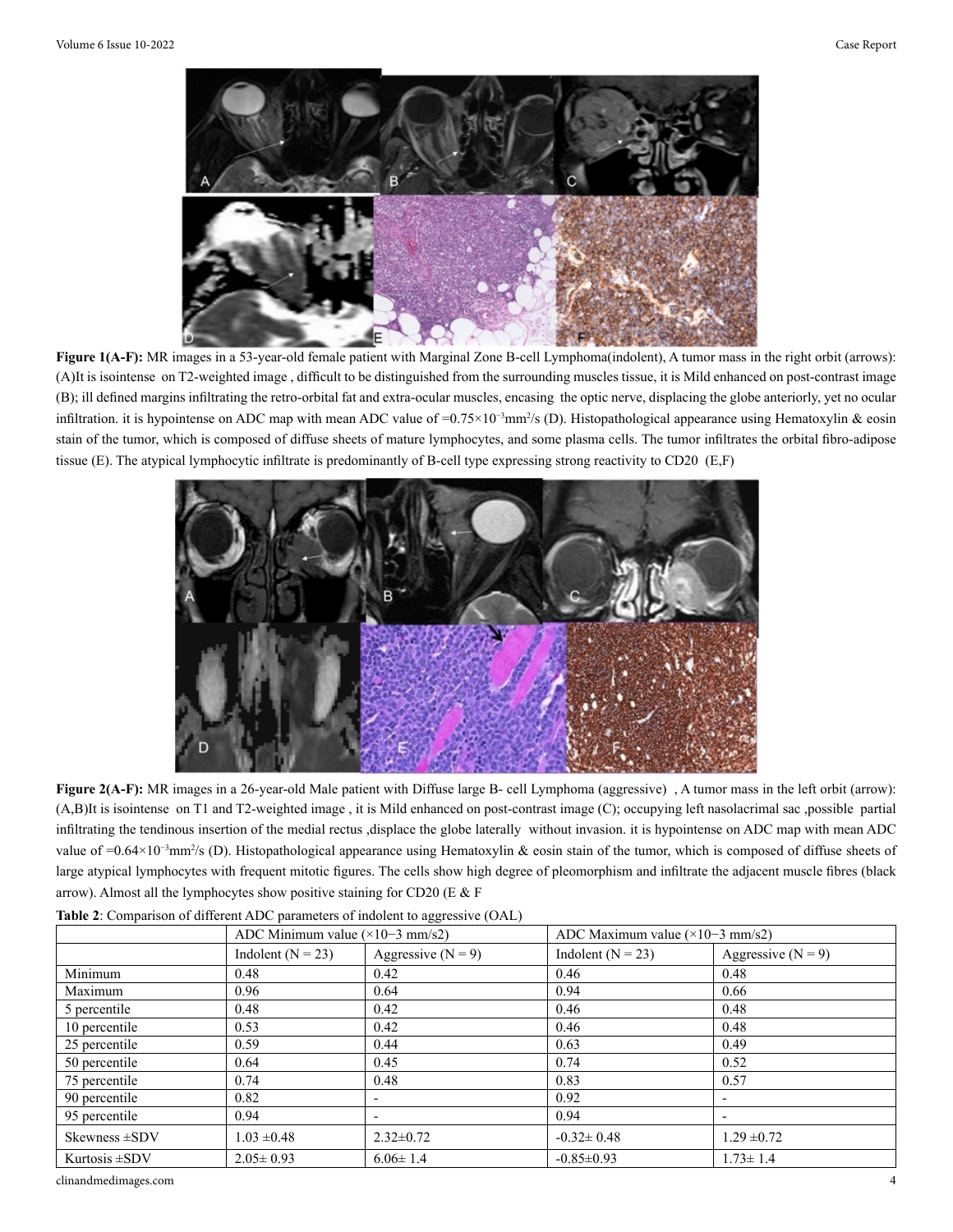**Figure 1(A-F):** MR images in a 53-year-old female patient with Marginal Zone B-cell Lymphoma(indolent), A tumor mass in the right orbit (arrows): (A)It is isointense on T2-weighted image , difficult to be distinguished from the surrounding muscles tissue, it is Mild enhanced on post-contrast image (B); ill defined margins infiltrating the retro-orbital fat and extra-ocular muscles, encasing the optic nerve, displacing the globe anteriorly, yet no ocular infiltration. it is hypointense on ADC map with mean ADC value of $=0.75\times10^{-3}mm^2/s$ (D). Histopathological appearance using Hematoxylin & eosin stain of the tumor, which is composed of diffuse sheets of mature lymphocytes, and some plasma cells. The tumor infiltrates the orbital fibro-adipose tissue (E). The atypical lymphocytic infiltrate is predominantly of B-cell type expressing strong reactivity to CD20 (E,F)

**Figure 2(A-F):** MR images in a 26-year-old Male patient with Diffuse large B- cell Lymphoma (aggressive) , A tumor mass in the left orbit (arrow): (A,B)It is isointense on T1 and T2-weighted image , it is Mild enhanced on post-contrast image (C); occupying left nasolacrimal sac ,possible partial infiltrating the tendinous insertion of the medial rectus ,displace the globe laterally without invasion. it is hypointense on ADC map with mean ADC value of $=0.64\times10^{-3}mm^2/s$ (D). Histopathological appearance using Hematoxylin & eosin stain of the tumor, which is composed of diffuse sheets of large atypical lymphocytes with frequent mitotic figures. The cells show high degree of pleomorphism and infiltrate the adjacent muscle fibres (black arrow). Almost all the lymphocytes show positive staining for CD20 (E & F

**Table 2**: Comparison of different ADC parameters of indolent to aggressive (OAL)

| | ADC Minimum value (×10−3 mm/s2) | | ADC Maximum value (×10−3 mm/s2) | |
|---|---|---|---|---|
| | Indolent (N = 23) | Aggressive (N = 9) | Indolent (N = 23) | Aggressive (N = 9) |
| Minimum | 0.48 | 0.42 | 0.46 | 0.48 |
| Maximum | 0.96 | 0.64 | 0.94 | 0.66 |
| 5 percentile | 0.48 | 0.42 | 0.46 | 0.48 |
| 10 percentile | 0.53 | 0.42 | 0.46 | 0.48 |
| 25 percentile | 0.59 | 0.44 | 0.63 | 0.49 |
| 50 percentile | 0.64 | 0.45 | 0.74 | 0.52 |
| 75 percentile | 0.74 | 0.48 | 0.83 | 0.57 |
| 90 percentile | 0.82 | - | 0.92 | - |
| 95 percentile | 0.94 | - | 0.94 | - |
| Skewness ±SDV | 1.03 ±0.48 | 2.32±0.72 | -0.32± 0.48 | 1.29 ±0.72 |
| Kurtosis ±SDV | 2.05± 0.93 | 6.06± 1.4 | -0.85±0.93 | 1.73± 1.4 |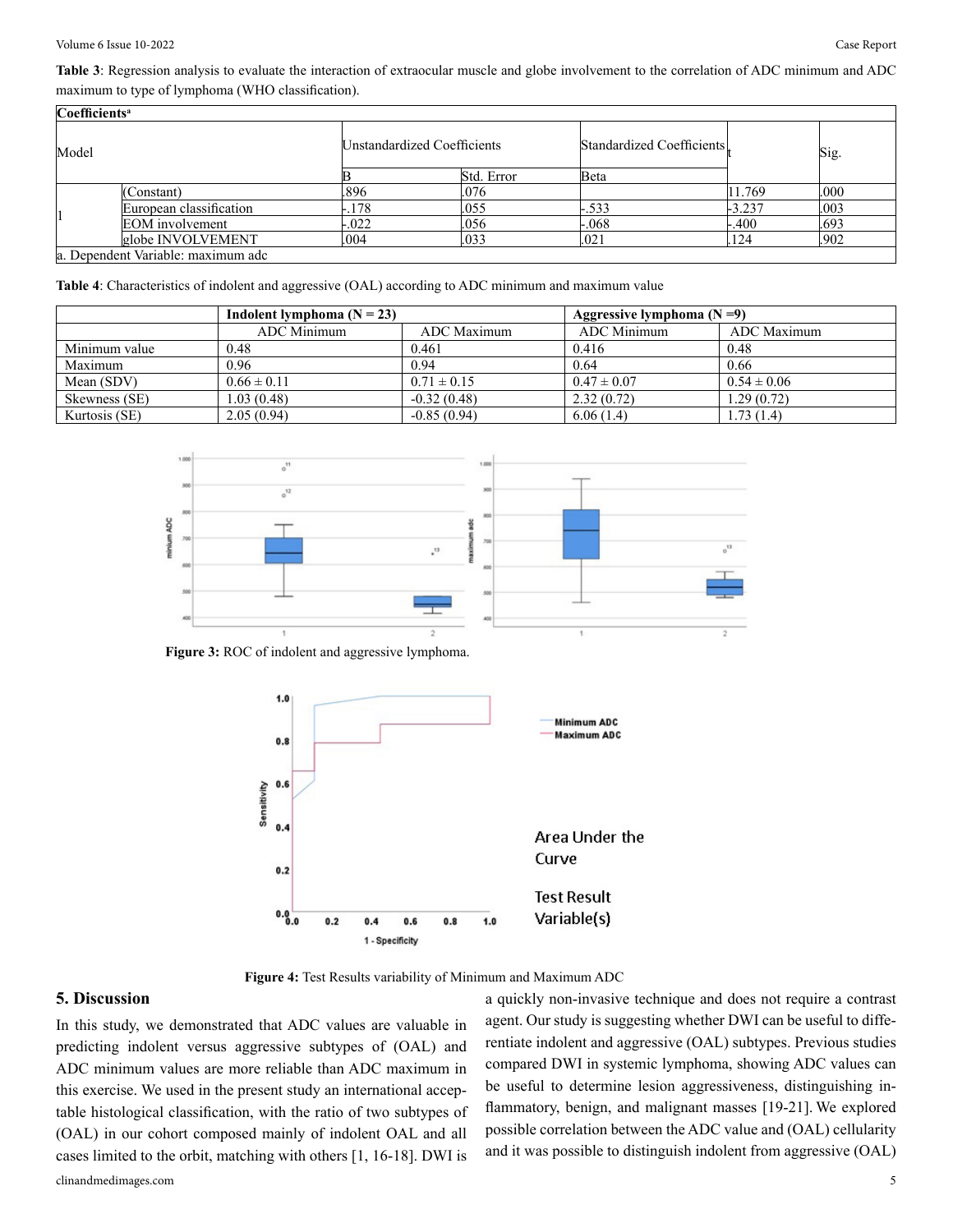**Table 3**: Regression analysis to evaluate the interaction of extraocular muscle and globe involvement to the correlation of ADC minimum and ADC maximum to type of lymphoma (WHO classification).

| Coefficients[a] | | | | | | |
|---|---|---|---|---|---|---|
| Model | | Unstandardized Coefficients | | Standardized Coefficients | t | Sig. |
| | | B | Std. Error | Beta | | |
| 1 | (Constant) | .896 | .076 | | 11.769 | .000 |
| | European classification | -.178 | .055 | -.533 | -3.237 | .003 |
| | EOM involvement | -.022 | .056 | -.068 | -.400 | .693 |
| | globe INVOLVEMENT | .004 | .033 | .021 | .124 | .902 |

a. Dependent Variable: maximum adc

**Table 4**: Characteristics of indolent and aggressive (OAL) according to ADC minimum and maximum value

| | Indolent lymphoma (N = 23) | | Aggressive lymphoma (N =9) | |
|---|---|---|---|---|
| | ADC Minimum | ADC Maximum | ADC Minimum | ADC Maximum |
| Minimum value | 0.48 | 0.461 | 0.416 | 0.48 |
| Maximum | 0.96 | 0.94 | 0.64 | 0.66 |
| Mean (SDV) | 0.66 ± 0.11 | 0.71 ± 0.15 | 0.47 ± 0.07 | 0.54 ± 0.06 |
| Skewness (SE) | 1.03 (0.48) | -0.32 (0.48) | 2.32 (0.72) | 1.29 (0.72) |
| Kurtosis (SE) | 2.05 (0.94) | -0.85 (0.94) | 6.06 (1.4) | 1.73 (1.4) |

**Figure 3:** ROC of indolent and aggressive lymphoma.

Minimum ADC
Maximum ADC

Area Under the Curve

Test Result Variable(s)

**Figure 4:** Test Results variability of Minimum and Maximum ADC

## 5. Discussion

In this study, we demonstrated that ADC values are valuable in predicting indolent versus aggressive subtypes of (OAL) and ADC minimum values are more reliable than ADC maximum in this exercise. We used in the present study an international acceptable histological classification, with the ratio of two subtypes of (OAL) in our cohort composed mainly of indolent OAL and all cases limited to the orbit, matching with others [1, 16-18]. DWI is a quickly non-invasive technique and does not require a contrast agent. Our study is suggesting whether DWI can be useful to differentiate indolent and aggressive (OAL) subtypes. Previous studies compared DWI in systemic lymphoma, showing ADC values can be useful to determine lesion aggressiveness, distinguishing inflammatory, benign, and malignant masses [19-21]. We explored possible correlation between the ADC value and (OAL) cellularity and it was possible to distinguish indolent from aggressive (OAL)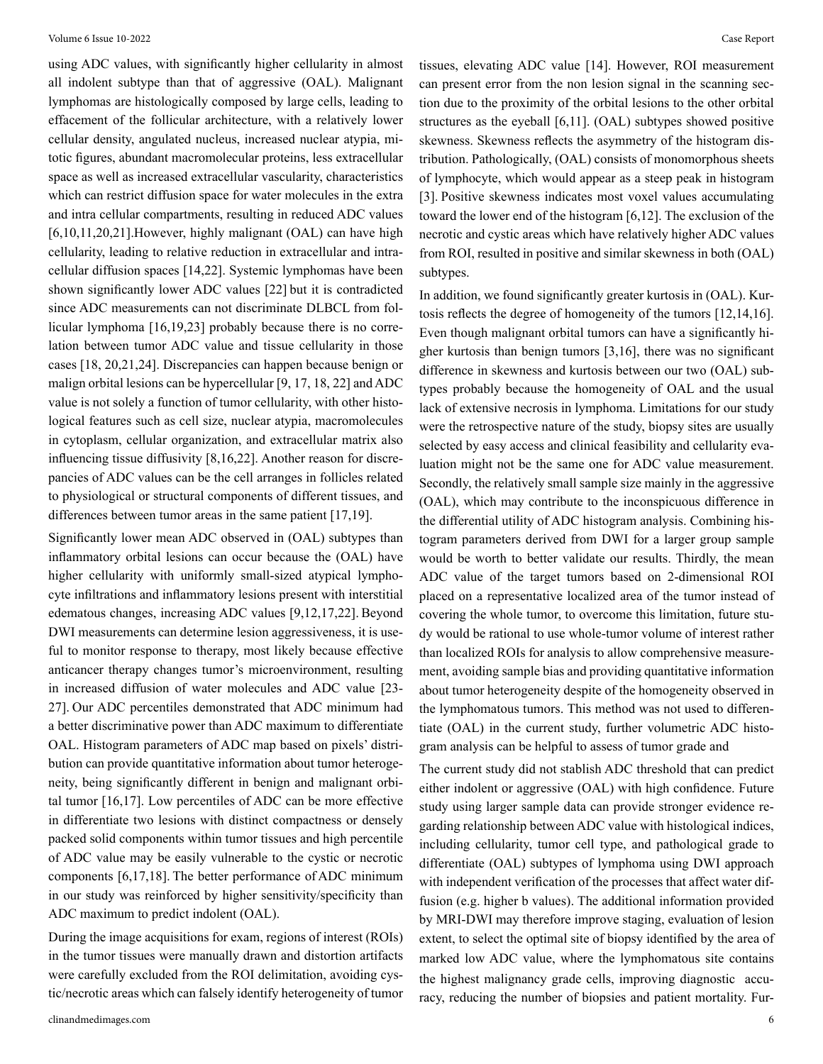using ADC values, with significantly higher cellularity in almost all indolent subtype than that of aggressive (OAL). Malignant lymphomas are histologically composed by large cells, leading to effacement of the follicular architecture, with a relatively lower cellular density, angulated nucleus, increased nuclear atypia, mitotic figures, abundant macromolecular proteins, less extracellular space as well as increased extracellular vascularity, characteristics which can restrict diffusion space for water molecules in the extra and intra cellular compartments, resulting in reduced ADC values [6,10,11,20,21].However, highly malignant (OAL) can have high cellularity, leading to relative reduction in extracellular and intracellular diffusion spaces [14,22]. Systemic lymphomas have been shown significantly lower ADC values [22] but it is contradicted since ADC measurements can not discriminate DLBCL from follicular lymphoma [16,19,23] probably because there is no correlation between tumor ADC value and tissue cellularity in those cases [18, 20,21,24]. Discrepancies can happen because benign or malign orbital lesions can be hypercellular [9, 17, 18, 22] and ADC value is not solely a function of tumor cellularity, with other histological features such as cell size, nuclear atypia, macromolecules in cytoplasm, cellular organization, and extracellular matrix also influencing tissue diffusivity [8,16,22]. Another reason for discrepancies of ADC values can be the cell arranges in follicles related to physiological or structural components of different tissues, and differences between tumor areas in the same patient [17,19].

Significantly lower mean ADC observed in (OAL) subtypes than inflammatory orbital lesions can occur because the (OAL) have higher cellularity with uniformly small-sized atypical lymphocyte infiltrations and inflammatory lesions present with interstitial edematous changes, increasing ADC values [9,12,17,22]. Beyond DWI measurements can determine lesion aggressiveness, it is useful to monitor response to therapy, most likely because effective anticancer therapy changes tumor's microenvironment, resulting in increased diffusion of water molecules and ADC value [23-27]. Our ADC percentiles demonstrated that ADC minimum had a better discriminative power than ADC maximum to differentiate OAL. Histogram parameters of ADC map based on pixels' distribution can provide quantitative information about tumor heterogeneity, being significantly different in benign and malignant orbital tumor [16,17]. Low percentiles of ADC can be more effective in differentiate two lesions with distinct compactness or densely packed solid components within tumor tissues and high percentile of ADC value may be easily vulnerable to the cystic or necrotic components [6,17,18]. The better performance of ADC minimum in our study was reinforced by higher sensitivity/specificity than ADC maximum to predict indolent (OAL).

During the image acquisitions for exam, regions of interest (ROIs) in the tumor tissues were manually drawn and distortion artifacts were carefully excluded from the ROI delimitation, avoiding cystic/necrotic areas which can falsely identify heterogeneity of tumor tissues, elevating ADC value [14]. However, ROI measurement can present error from the non lesion signal in the scanning section due to the proximity of the orbital lesions to the other orbital structures as the eyeball [6,11]. (OAL) subtypes showed positive skewness. Skewness reflects the asymmetry of the histogram distribution. Pathologically, (OAL) consists of monomorphous sheets of lymphocyte, which would appear as a steep peak in histogram [3]. Positive skewness indicates most voxel values accumulating toward the lower end of the histogram [6,12]. The exclusion of the necrotic and cystic areas which have relatively higher ADC values from ROI, resulted in positive and similar skewness in both (OAL) subtypes.

In addition, we found significantly greater kurtosis in (OAL). Kurtosis reflects the degree of homogeneity of the tumors [12,14,16]. Even though malignant orbital tumors can have a significantly higher kurtosis than benign tumors [3,16], there was no significant difference in skewness and kurtosis between our two (OAL) subtypes probably because the homogeneity of OAL and the usual lack of extensive necrosis in lymphoma. Limitations for our study were the retrospective nature of the study, biopsy sites are usually selected by easy access and clinical feasibility and cellularity evaluation might not be the same one for ADC value measurement. Secondly, the relatively small sample size mainly in the aggressive (OAL), which may contribute to the inconspicuous difference in the differential utility of ADC histogram analysis. Combining histogram parameters derived from DWI for a larger group sample would be worth to better validate our results. Thirdly, the mean ADC value of the target tumors based on 2-dimensional ROI placed on a representative localized area of the tumor instead of covering the whole tumor, to overcome this limitation, future study would be rational to use whole-tumor volume of interest rather than localized ROIs for analysis to allow comprehensive measurement, avoiding sample bias and providing quantitative information about tumor heterogeneity despite of the homogeneity observed in the lymphomatous tumors. This method was not used to differentiate (OAL) in the current study, further volumetric ADC histogram analysis can be helpful to assess of tumor grade and

The current study did not stablish ADC threshold that can predict either indolent or aggressive (OAL) with high confidence. Future study using larger sample data can provide stronger evidence regarding relationship between ADC value with histological indices, including cellularity, tumor cell type, and pathological grade to differentiate (OAL) subtypes of lymphoma using DWI approach with independent verification of the processes that affect water diffusion (e.g. higher b values). The additional information provided by MRI-DWI may therefore improve staging, evaluation of lesion extent, to select the optimal site of biopsy identified by the area of marked low ADC value, where the lymphomatous site contains the highest malignancy grade cells, improving diagnostic accuracy, reducing the number of biopsies and patient mortality. Fur-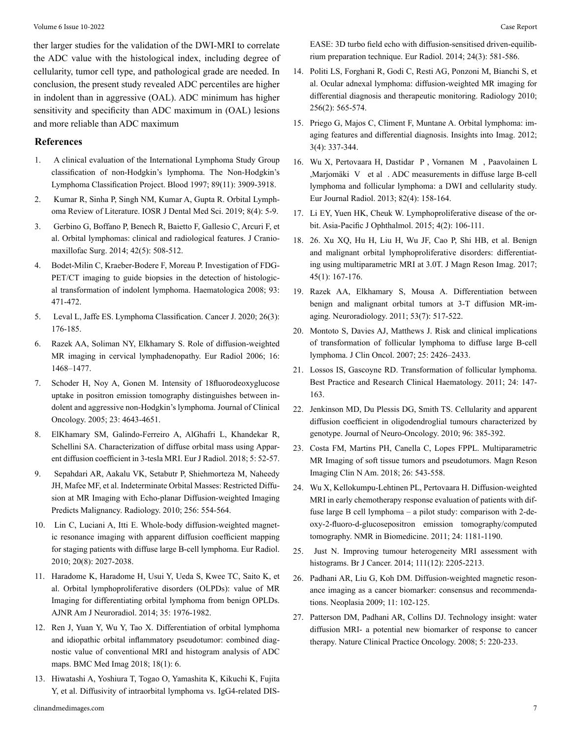ther larger studies for the validation of the DWI-MRI to correlate the ADC value with the histological index, including degree of cellularity, tumor cell type, and pathological grade are needed. In conclusion, the present study revealed ADC percentiles are higher in indolent than in aggressive (OAL). ADC minimum has higher sensitivity and specificity than ADC maximum in (OAL) lesions and more reliable than ADC maximum

## References

1. A clinical evaluation of the International Lymphoma Study Group classification of non-Hodgkin's lymphoma. The Non-Hodgkin's Lymphoma Classification Project. Blood 1997; 89(11): 3909-3918.
2. Kumar R, Sinha P, Singh NM, Kumar A, Gupta R. Orbital Lymphoma Review of Literature. IOSR J Dental Med Sci. 2019; 8(4): 5-9.
3. Gerbino G, Boffano P, Benech R, Baietto F, Gallesio C, Arcuri F, et al. Orbital lymphomas: clinical and radiological features. J Craniomaxillofac Surg. 2014; 42(5): 508-512.
4. Bodet-Milin C, Kraeber-Bodere F, Moreau P. Investigation of FDG-PET/CT imaging to guide biopsies in the detection of histological transformation of indolent lymphoma. Haematologica 2008; 93: 471-472.
5. Leval L, Jaffe ES. Lymphoma Classification. Cancer J. 2020; 26(3): 176-185.
6. Razek AA, Soliman NY, Elkhamary S. Role of diffusion-weighted MR imaging in cervical lymphadenopathy. Eur Radiol 2006; 16: 1468–1477.
7. Schoder H, Noy A, Gonen M. Intensity of 18fluorodeoxyglucose uptake in positron emission tomography distinguishes between indolent and aggressive non-Hodgkin's lymphoma. Journal of Clinical Oncology. 2005; 23: 4643-4651.
8. ElKhamary SM, Galindo-Ferreiro A, AlGhafri L, Khandekar R, Schellini SA. Characterization of diffuse orbital mass using Apparent diffusion coefficient in 3-tesla MRI. Eur J Radiol. 2018; 5: 52-57.
9. Sepahdari AR, Aakalu VK, Setabutr P, Shiehmorteza M, Naheedy JH, Mafee MF, et al. Indeterminate Orbital Masses: Restricted Diffusion at MR Imaging with Echo-planar Diffusion-weighted Imaging Predicts Malignancy. Radiology. 2010; 256: 554-564.
10. Lin C, Luciani A, Itti E. Whole-body diffusion-weighted magnetic resonance imaging with apparent diffusion coefficient mapping for staging patients with diffuse large B-cell lymphoma. Eur Radiol. 2010; 20(8): 2027-2038.
11. Haradome K, Haradome H, Usui Y, Ueda S, Kwee TC, Saito K, et al. Orbital lymphoproliferative disorders (OLPDs): value of MR Imaging for differentiating orbital lymphoma from benign OPLDs. AJNR Am J Neuroradiol. 2014; 35: 1976-1982.
12. Ren J, Yuan Y, Wu Y, Tao X. Differentiation of orbital lymphoma and idiopathic orbital inflammatory pseudotumor: combined diagnostic value of conventional MRI and histogram analysis of ADC maps. BMC Med Imag 2018; 18(1): 6.
13. Hiwatashi A, Yoshiura T, Togao O, Yamashita K, Kikuchi K, Fujita Y, et al. Diffusivity of intraorbital lymphoma vs. IgG4-related DISEASE: 3D turbo field echo with diffusion-sensitised driven-equilibrium preparation technique. Eur Radiol. 2014; 24(3): 581-586.
14. Politi LS, Forghani R, Godi C, Resti AG, Ponzoni M, Bianchi S, et al. Ocular adnexal lymphoma: diffusion-weighted MR imaging for differential diagnosis and therapeutic monitoring. Radiology 2010; 256(2): 565-574.
15. Priego G, Majos C, Climent F, Muntane A. Orbital lymphoma: imaging features and differential diagnosis. Insights into Imag. 2012; 3(4): 337-344.
16. Wu X, Pertovaara H, Dastidar P , Vornanen M , Paavolainen L ,Marjomäki V et al . ADC measurements in diffuse large B-cell lymphoma and follicular lymphoma: a DWI and cellularity study. Eur Journal Radiol. 2013; 82(4): 158-164.
17. Li EY, Yuen HK, Cheuk W. Lymphoproliferative disease of the orbit. Asia-Pacific J Ophthalmol. 2015; 4(2): 106-111.
18. 26. Xu XQ, Hu H, Liu H, Wu JF, Cao P, Shi HB, et al. Benign and malignant orbital lymphoproliferative disorders: differentiating using multiparametric MRI at 3.0T. J Magn Reson Imag. 2017; 45(1): 167-176.
19. Razek AA, Elkhamary S, Mousa A. Differentiation between benign and malignant orbital tumors at 3-T diffusion MR-imaging. Neuroradiology. 2011; 53(7): 517-522.
20. Montoto S, Davies AJ, Matthews J. Risk and clinical implications of transformation of follicular lymphoma to diffuse large B-cell lymphoma. J Clin Oncol. 2007; 25: 2426–2433.
21. Lossos IS, Gascoyne RD. Transformation of follicular lymphoma. Best Practice and Research Clinical Haematology. 2011; 24: 147-163.
22. Jenkinson MD, Du Plessis DG, Smith TS. Cellularity and apparent diffusion coefficient in oligodendroglial tumours characterized by genotype. Journal of Neuro-Oncology. 2010; 96: 385-392.
23. Costa FM, Martins PH, Canella C, Lopes FPPL. Multiparametric MR Imaging of soft tissue tumors and pseudotumors. Magn Reson Imaging Clin N Am. 2018; 26: 543-558.
24. Wu X, Kellokumpu-Lehtinen PL, Pertovaara H. Diffusion-weighted MRI in early chemotherapy response evaluation of patients with diffuse large B cell lymphoma – a pilot study: comparison with 2-deoxy-2-fluoro-d-glucosepositron emission tomography/computed tomography. NMR in Biomedicine. 2011; 24: 1181-1190.
25. Just N. Improving tumour heterogeneity MRI assessment with histograms. Br J Cancer. 2014; 111(12): 2205-2213.
26. Padhani AR, Liu G, Koh DM. Diffusion-weighted magnetic resonance imaging as a cancer biomarker: consensus and recommendations. Neoplasia 2009; 11: 102-125.
27. Patterson DM, Padhani AR, Collins DJ. Technology insight: water diffusion MRI- a potential new biomarker of response to cancer therapy. Nature Clinical Practice Oncology. 2008; 5: 220-233.